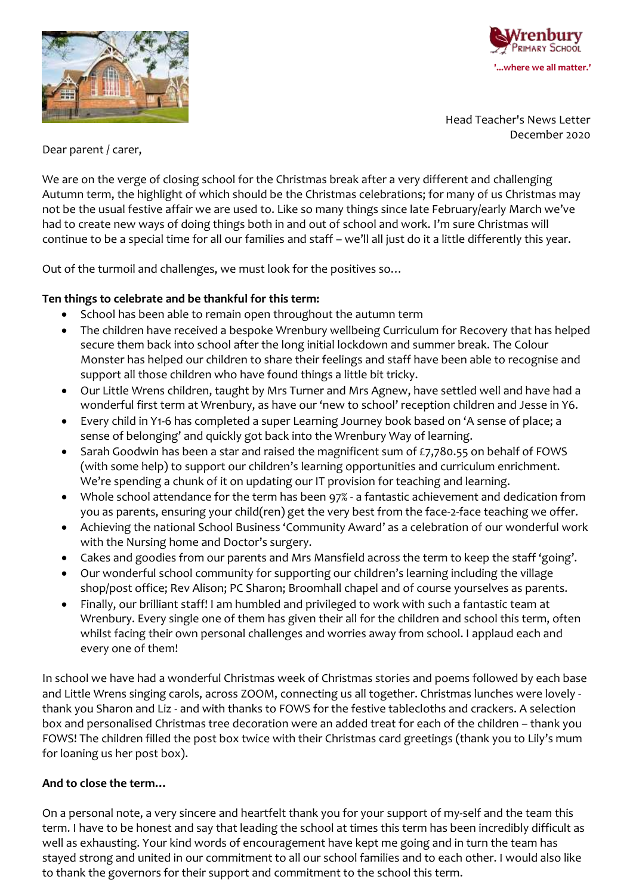Wrenbury Primary School

'...where we all matter.'

Head Teacher's News Letter
December 2020

Dear parent / carer,

We are on the verge of closing school for the Christmas break after a very different and challenging Autumn term, the highlight of which should be the Christmas celebrations; for many of us Christmas may not be the usual festive affair we are used to. Like so many things since late February/early March we've had to create new ways of doing things both in and out of school and work. I'm sure Christmas will continue to be a special time for all our families and staff – we'll all just do it a little differently this year.

Out of the turmoil and challenges, we must look for the positives so…

**Ten things to celebrate and be thankful for this term:**

- School has been able to remain open throughout the autumn term
- The children have received a bespoke Wrenbury wellbeing Curriculum for Recovery that has helped secure them back into school after the long initial lockdown and summer break. The Colour Monster has helped our children to share their feelings and staff have been able to recognise and support all those children who have found things a little bit tricky.
- Our Little Wrens children, taught by Mrs Turner and Mrs Agnew, have settled well and have had a wonderful first term at Wrenbury, as have our 'new to school' reception children and Jesse in Y6.
- Every child in Y1-6 has completed a super Learning Journey book based on 'A sense of place; a sense of belonging' and quickly got back into the Wrenbury Way of learning.
- Sarah Goodwin has been a star and raised the magnificent sum of £7,780.55 on behalf of FOWS (with some help) to support our children's learning opportunities and curriculum enrichment. We're spending a chunk of it on updating our IT provision for teaching and learning.
- Whole school attendance for the term has been 97% - a fantastic achievement and dedication from you as parents, ensuring your child(ren) get the very best from the face-2-face teaching we offer.
- Achieving the national School Business 'Community Award' as a celebration of our wonderful work with the Nursing home and Doctor's surgery.
- Cakes and goodies from our parents and Mrs Mansfield across the term to keep the staff 'going'.
- Our wonderful school community for supporting our children's learning including the village shop/post office; Rev Alison; PC Sharon; Broomhall chapel and of course yourselves as parents.
- Finally, our brilliant staff! I am humbled and privileged to work with such a fantastic team at Wrenbury. Every single one of them has given their all for the children and school this term, often whilst facing their own personal challenges and worries away from school. I applaud each and every one of them!

In school we have had a wonderful Christmas week of Christmas stories and poems followed by each base and Little Wrens singing carols, across ZOOM, connecting us all together. Christmas lunches were lovely - thank you Sharon and Liz - and with thanks to FOWS for the festive tablecloths and crackers. A selection box and personalised Christmas tree decoration were an added treat for each of the children – thank you FOWS! The children filled the post box twice with their Christmas card greetings (thank you to Lily's mum for loaning us her post box).

**And to close the term…**

On a personal note, a very sincere and heartfelt thank you for your support of my-self and the team this term. I have to be honest and say that leading the school at times this term has been incredibly difficult as well as exhausting. Your kind words of encouragement have kept me going and in turn the team has stayed strong and united in our commitment to all our school families and to each other. I would also like to thank the governors for their support and commitment to the school this term.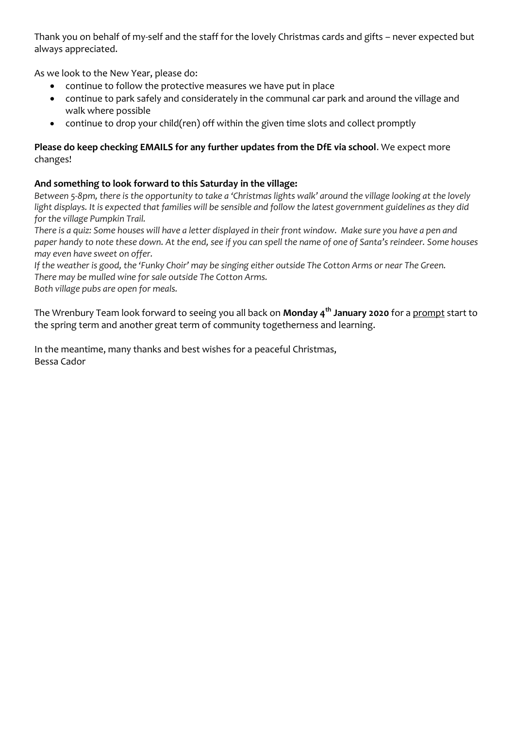Thank you on behalf of my-self and the staff for the lovely Christmas cards and gifts – never expected but always appreciated.

As we look to the New Year, please do:

- continue to follow the protective measures we have put in place
- continue to park safely and considerately in the communal car park and around the village and walk where possible
- continue to drop your child(ren) off within the given time slots and collect promptly

**Please do keep checking EMAILS for any further updates from the DfE via school**. We expect more changes!

**And something to look forward to this Saturday in the village:**

*Between 5-8pm, there is the opportunity to take a 'Christmas lights walk' around the village looking at the lovely light displays. It is expected that families will be sensible and follow the latest government guidelines as they did for the village Pumpkin Trail.*

*There is a quiz: Some houses will have a letter displayed in their front window. Make sure you have a pen and paper handy to note these down. At the end, see if you can spell the name of one of Santa's reindeer. Some houses may even have sweet on offer.*

*If the weather is good, the 'Funky Choir' may be singing either outside The Cotton Arms or near The Green. There may be mulled wine for sale outside The Cotton Arms.*

*Both village pubs are open for meals.*

The Wrenbury Team look forward to seeing you all back on **Monday 4th January 2020** for a <u>prompt</u> start to the spring term and another great term of community togetherness and learning.

In the meantime, many thanks and best wishes for a peaceful Christmas,
Bessa Cador